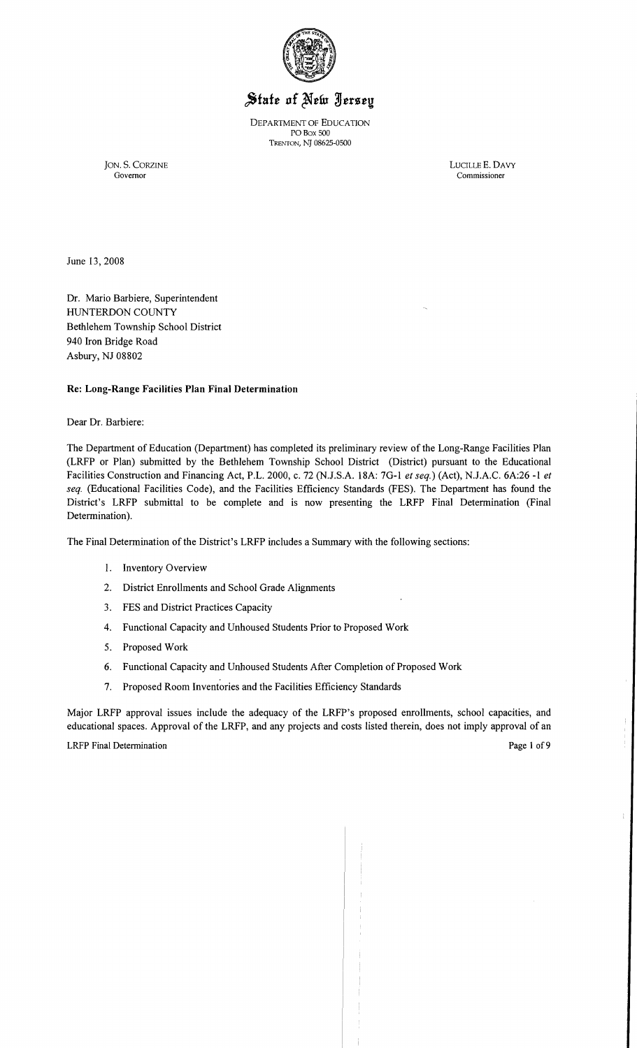# State of New Jersey

DEPARTMENT OF EDUCATION
PO BOX 500
TRENTON, NJ 08625-0500

JON. S. CORZINE
Governor

LUCILLE E. DAVY
Commissioner

June 13, 2008

Dr. Mario Barbiere, Superintendent
HUNTERDON COUNTY
Bethlehem Township School District
940 Iron Bridge Road
Asbury, NJ 08802

**Re: Long-Range Facilities Plan Final Determination**

Dear Dr. Barbiere:

The Department of Education (Department) has completed its preliminary review of the Long-Range Facilities Plan (LRFP or Plan) submitted by the Bethlehem Township School District (District) pursuant to the Educational Facilities Construction and Financing Act, P.L. 2000, c. 72 (N.J.S.A. 18A: 7G-1 *et seq.*) (Act), N.J.A.C. 6A:26 -1 *et seq.* (Educational Facilities Code), and the Facilities Efficiency Standards (FES). The Department has found the District's LRFP submittal to be complete and is now presenting the LRFP Final Determination (Final Determination).

The Final Determination of the District's LRFP includes a Summary with the following sections:

1. Inventory Overview
2. District Enrollments and School Grade Alignments
3. FES and District Practices Capacity
4. Functional Capacity and Unhoused Students Prior to Proposed Work
5. Proposed Work
6. Functional Capacity and Unhoused Students After Completion of Proposed Work
7. Proposed Room Inventories and the Facilities Efficiency Standards

Major LRFP approval issues include the adequacy of the LRFP's proposed enrollments, school capacities, and educational spaces. Approval of the LRFP, and any projects and costs listed therein, does not imply approval of an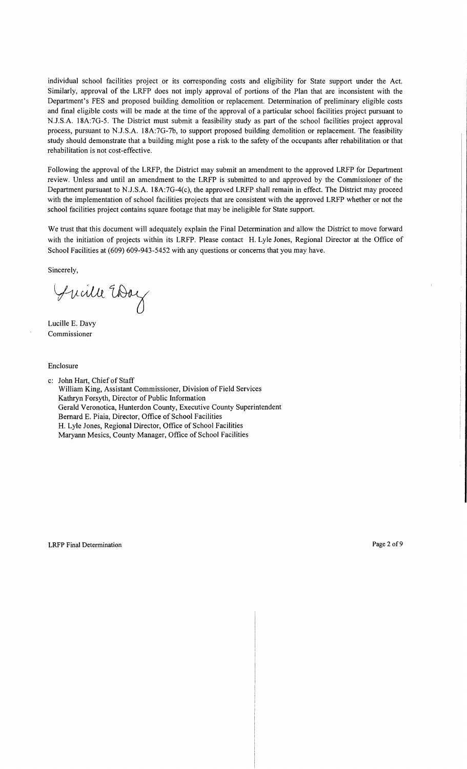individual school facilities project or its corresponding costs and eligibility for State support under the Act. Similarly, approval of the LRFP does not imply approval of portions of the Plan that are inconsistent with the Department's FES and proposed building demolition or replacement. Determination of preliminary eligible costs and final eligible costs will be made at the time of the approval of a particular school facilities project pursuant to N.J.S.A. 18A:7G-5. The District must submit a feasibility study as part of the school facilities project approval process, pursuant to N.J.S.A. 18A:7G-7b, to support proposed building demolition or replacement. The feasibility study should demonstrate that a building might pose a risk to the safety of the occupants after rehabilitation or that rehabilitation is not cost-effective.

Following the approval of the LRFP, the District may submit an amendment to the approved LRFP for Department review. Unless and until an amendment to the LRFP is submitted to and approved by the Commissioner of the Department pursuant to N.J.S.A. 18A:7G-4(c), the approved LRFP shall remain in effect. The District may proceed with the implementation of school facilities projects that are consistent with the approved LRFP whether or not the school facilities project contains square footage that may be ineligible for State support.

We trust that this document will adequately explain the Final Determination and allow the District to move forward with the initiation of projects within its LRFP. Please contact H. Lyle Jones, Regional Director at the Office of School Facilities at (609) 609-943-5452 with any questions or concerns that you may have.

Sincerely,

Lucille E. Davy
Commissioner

Enclosure

c: John Hart, Chief of Staff
William King, Assistant Commissioner, Division of Field Services
Kathryn Forsyth, Director of Public Information
Gerald Veronotica, Hunterdon County, Executive County Superintendent
Bernard E. Piaia, Director, Office of School Facilities
H. Lyle Jones, Regional Director, Office of School Facilities
Maryann Mesics, County Manager, Office of School Facilities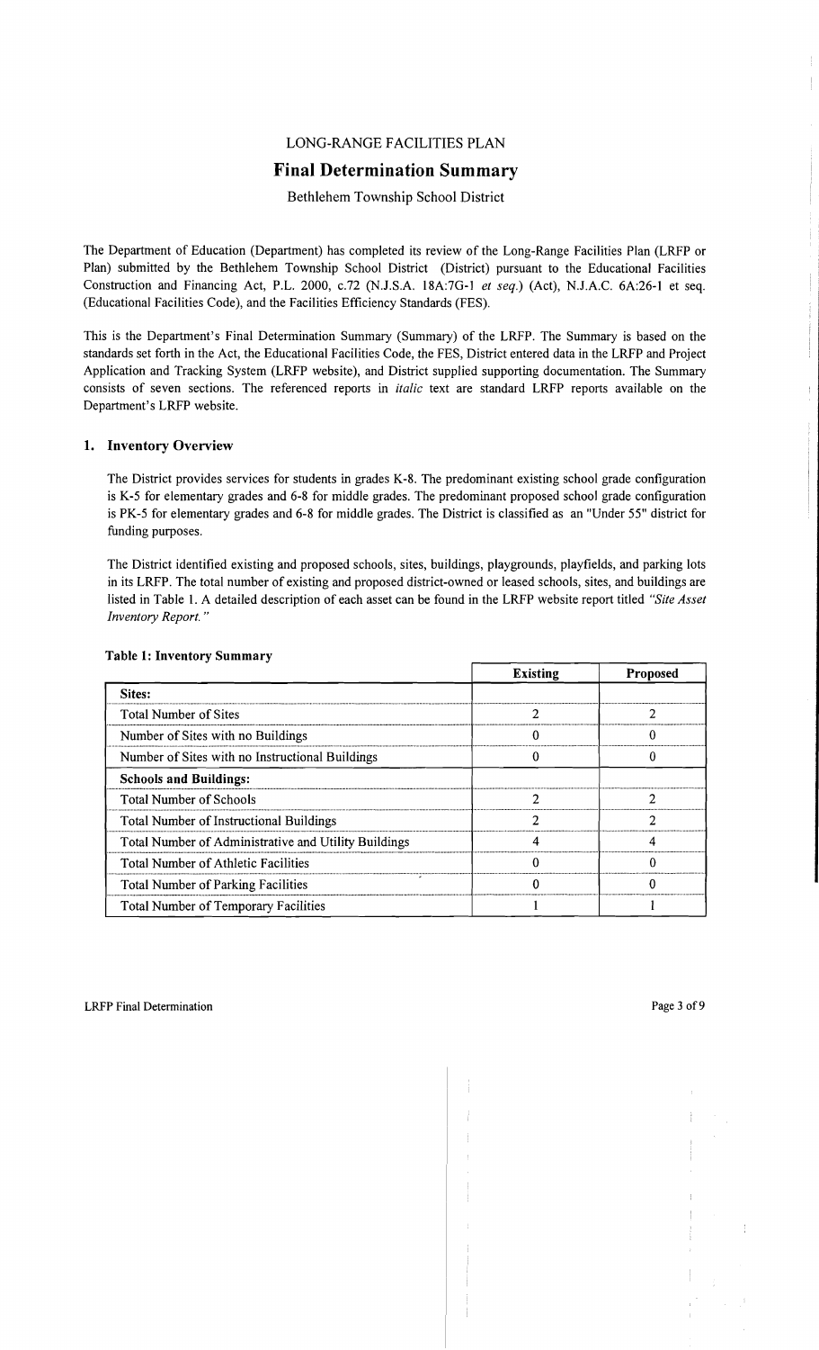# LONG-RANGE FACILITIES PLAN

## Final Determination Summary

Bethlehem Township School District

The Department of Education (Department) has completed its review of the Long-Range Facilities Plan (LRFP or Plan) submitted by the Bethlehem Township School District (District) pursuant to the Educational Facilities Construction and Financing Act, P.L. 2000, c.72 (N.J.S.A. 18A:7G-1 *et seq.*) (Act), N.J.A.C. 6A:26-1 et seq. (Educational Facilities Code), and the Facilities Efficiency Standards (FES).

This is the Department's Final Determination Summary (Summary) of the LRFP. The Summary is based on the standards set forth in the Act, the Educational Facilities Code, the FES, District entered data in the LRFP and Project Application and Tracking System (LRFP website), and District supplied supporting documentation. The Summary consists of seven sections. The referenced reports in *italic* text are standard LRFP reports available on the Department's LRFP website.

### 1. Inventory Overview

The District provides services for students in grades K-8. The predominant existing school grade configuration is K-5 for elementary grades and 6-8 for middle grades. The predominant proposed school grade configuration is PK-5 for elementary grades and 6-8 for middle grades. The District is classified as an "Under 55" district for funding purposes.

The District identified existing and proposed schools, sites, buildings, playgrounds, playfields, and parking lots in its LRFP. The total number of existing and proposed district-owned or leased schools, sites, and buildings are listed in Table 1. A detailed description of each asset can be found in the LRFP website report titled *"Site Asset Inventory Report."*

**Table 1: Inventory Summary**

| | Existing | Proposed |
|---|---|---|
| **Sites:** | | |
| Total Number of Sites | 2 | 2 |
| Number of Sites with no Buildings | 0 | 0 |
| Number of Sites with no Instructional Buildings | 0 | 0 |
| **Schools and Buildings:** | | |
| Total Number of Schools | 2 | 2 |
| Total Number of Instructional Buildings | 2 | 2 |
| Total Number of Administrative and Utility Buildings | 4 | 4 |
| Total Number of Athletic Facilities | 0 | 0 |
| Total Number of Parking Facilities | 0 | 0 |
| Total Number of Temporary Facilities | 1 | 1 |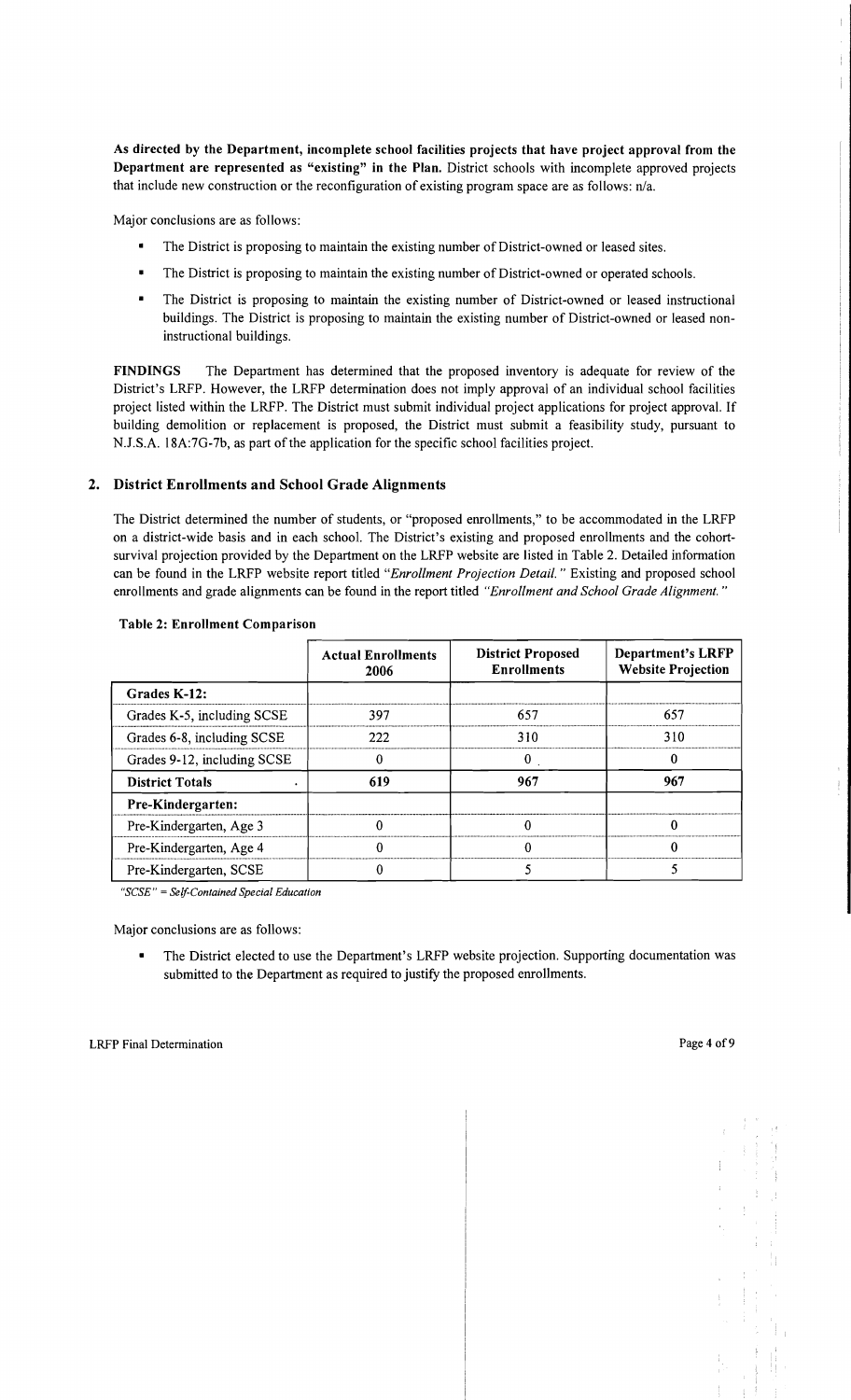**As directed by the Department, incomplete school facilities projects that have project approval from the Department are represented as "existing" in the Plan.** District schools with incomplete approved projects that include new construction or the reconfiguration of existing program space are as follows: n/a.

Major conclusions are as follows:

- The District is proposing to maintain the existing number of District-owned or leased sites.
- The District is proposing to maintain the existing number of District-owned or operated schools.
- The District is proposing to maintain the existing number of District-owned or leased instructional buildings. The District is proposing to maintain the existing number of District-owned or leased non-instructional buildings.

**FINDINGS** The Department has determined that the proposed inventory is adequate for review of the District's LRFP. However, the LRFP determination does not imply approval of an individual school facilities project listed within the LRFP. The District must submit individual project applications for project approval. If building demolition or replacement is proposed, the District must submit a feasibility study, pursuant to N.J.S.A. 18A:7G-7b, as part of the application for the specific school facilities project.

## 2. District Enrollments and School Grade Alignments

The District determined the number of students, or "proposed enrollments," to be accommodated in the LRFP on a district-wide basis and in each school. The District's existing and proposed enrollments and the cohort-survival projection provided by the Department on the LRFP website are listed in Table 2. Detailed information can be found in the LRFP website report titled *"Enrollment Projection Detail."* Existing and proposed school enrollments and grade alignments can be found in the report titled *"Enrollment and School Grade Alignment."*

**Table 2: Enrollment Comparison**

| | Actual Enrollments 2006 | District Proposed Enrollments | Department's LRFP Website Projection |
|---|---|---|---|
| **Grades K-12:** | | | |
| Grades K-5, including SCSE | 397 | 657 | 657 |
| Grades 6-8, including SCSE | 222 | 310 | 310 |
| Grades 9-12, including SCSE | 0 | 0 | 0 |
| **District Totals** | **619** | **967** | **967** |
| **Pre-Kindergarten:** | | | |
| Pre-Kindergarten, Age 3 | 0 | 0 | 0 |
| Pre-Kindergarten, Age 4 | 0 | 0 | 0 |
| Pre-Kindergarten, SCSE | 0 | 5 | 5 |

*"SCSE" = Self-Contained Special Education*

Major conclusions are as follows:

- The District elected to use the Department's LRFP website projection. Supporting documentation was submitted to the Department as required to justify the proposed enrollments.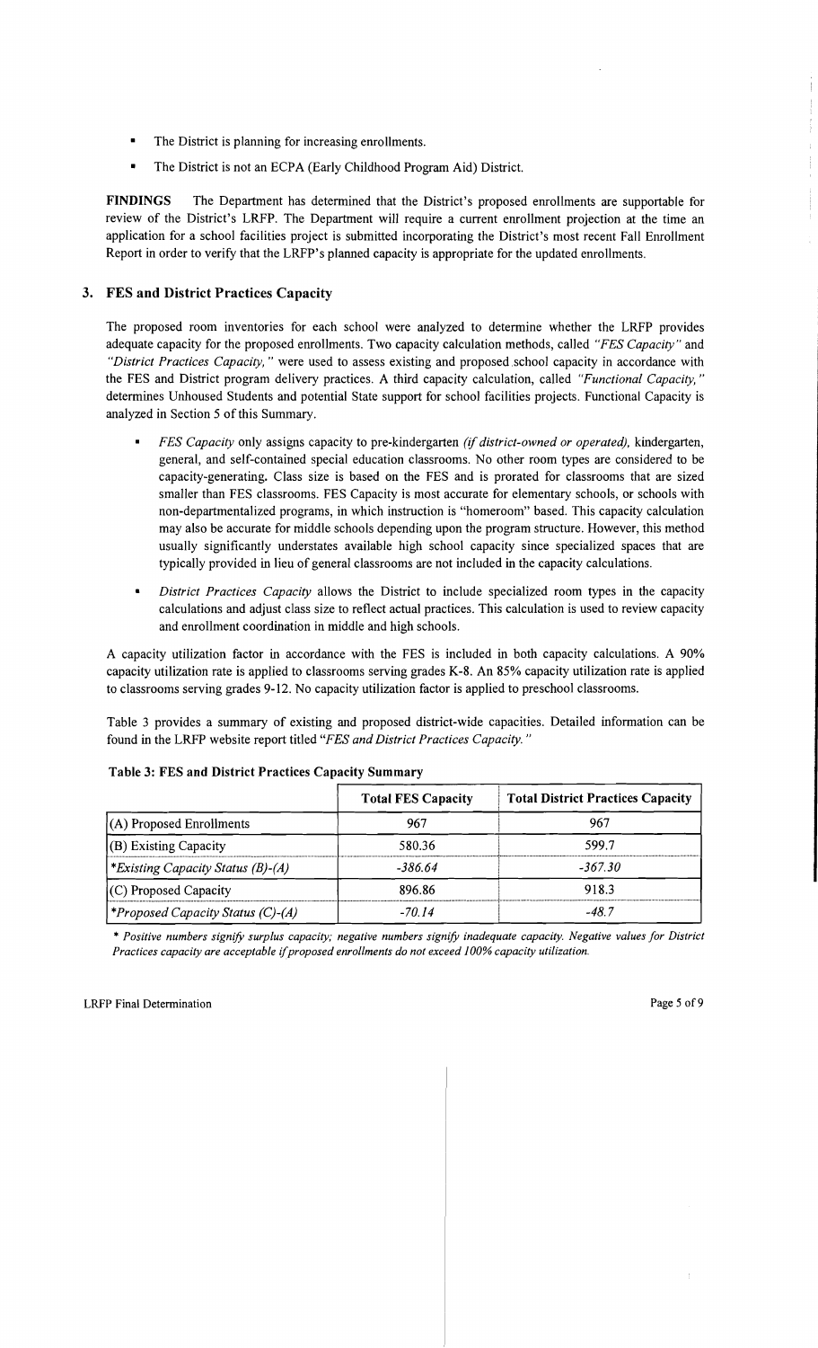- The District is planning for increasing enrollments.
- The District is not an ECPA (Early Childhood Program Aid) District.

**FINDINGS** The Department has determined that the District's proposed enrollments are supportable for review of the District's LRFP. The Department will require a current enrollment projection at the time an application for a school facilities project is submitted incorporating the District's most recent Fall Enrollment Report in order to verify that the LRFP's planned capacity is appropriate for the updated enrollments.

## 3. FES and District Practices Capacity

The proposed room inventories for each school were analyzed to determine whether the LRFP provides adequate capacity for the proposed enrollments. Two capacity calculation methods, called *"FES Capacity"* and *"District Practices Capacity,"* were used to assess existing and proposed school capacity in accordance with the FES and District program delivery practices. A third capacity calculation, called *"Functional Capacity,"* determines Unhoused Students and potential State support for school facilities projects. Functional Capacity is analyzed in Section 5 of this Summary.

- *FES Capacity* only assigns capacity to pre-kindergarten *(if district-owned or operated),* kindergarten, general, and self-contained special education classrooms. No other room types are considered to be capacity-generating. Class size is based on the FES and is prorated for classrooms that are sized smaller than FES classrooms. FES Capacity is most accurate for elementary schools, or schools with non-departmentalized programs, in which instruction is "homeroom" based. This capacity calculation may also be accurate for middle schools depending upon the program structure. However, this method usually significantly understates available high school capacity since specialized spaces that are typically provided in lieu of general classrooms are not included in the capacity calculations.
- *District Practices Capacity* allows the District to include specialized room types in the capacity calculations and adjust class size to reflect actual practices. This calculation is used to review capacity and enrollment coordination in middle and high schools.

A capacity utilization factor in accordance with the FES is included in both capacity calculations. A 90% capacity utilization rate is applied to classrooms serving grades K-8. An 85% capacity utilization rate is applied to classrooms serving grades 9-12. No capacity utilization factor is applied to preschool classrooms.

Table 3 provides a summary of existing and proposed district-wide capacities. Detailed information can be found in the LRFP website report titled *"FES and District Practices Capacity."*

**Table 3: FES and District Practices Capacity Summary**

| | Total FES Capacity | Total District Practices Capacity |
|---|---|---|
| (A) Proposed Enrollments | 967 | 967 |
| (B) Existing Capacity | 580.36 | 599.7 |
| *\*Existing Capacity Status (B)-(A)* | *-386.64* | *-367.30* |
| (C) Proposed Capacity | 896.86 | 918.3 |
| *\*Proposed Capacity Status (C)-(A)* | *-70.14* | *-48.7* |

*\* Positive numbers signify surplus capacity; negative numbers signify inadequate capacity. Negative values for District Practices capacity are acceptable if proposed enrollments do not exceed 100% capacity utilization.*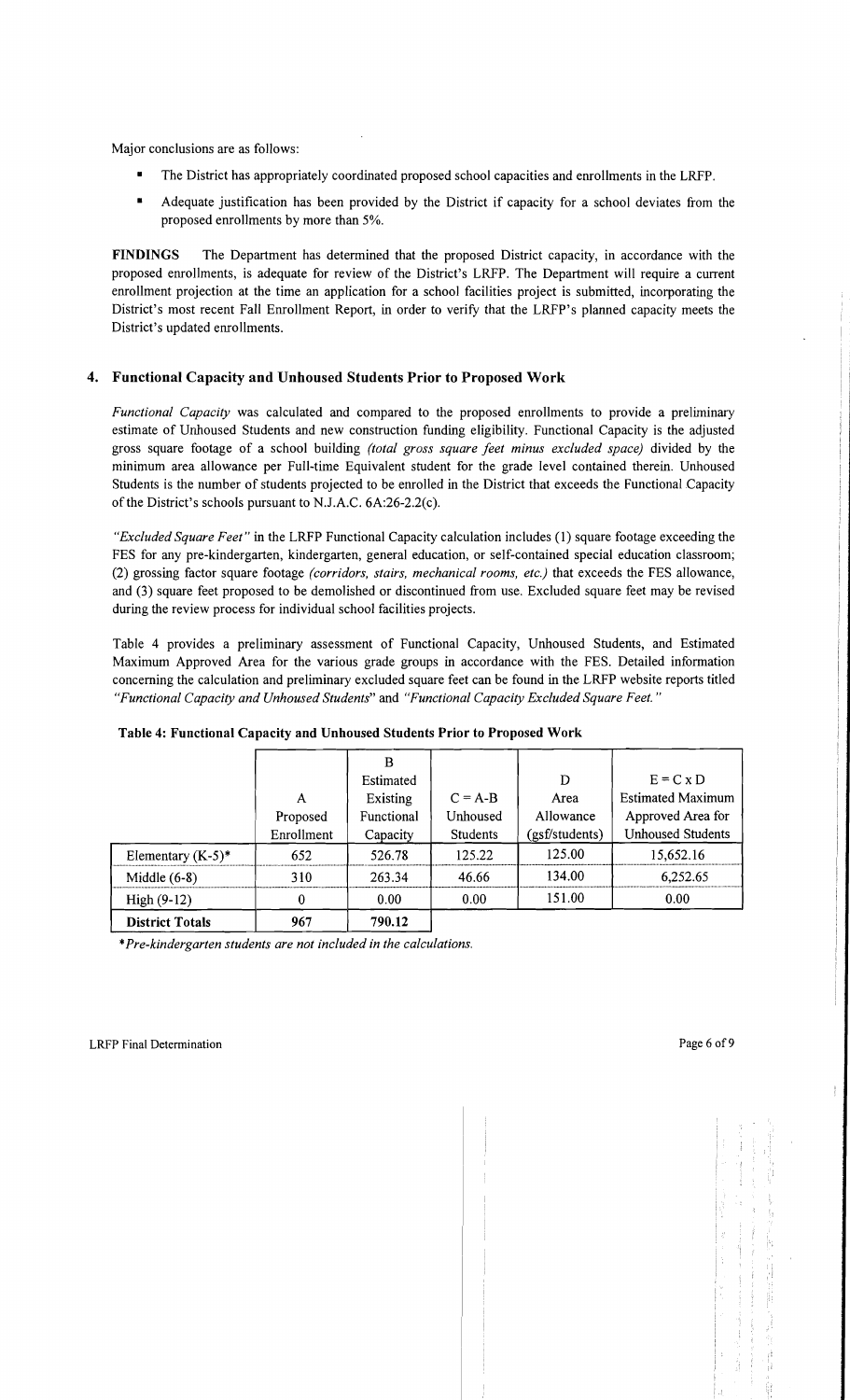Major conclusions are as follows:

- The District has appropriately coordinated proposed school capacities and enrollments in the LRFP.
- Adequate justification has been provided by the District if capacity for a school deviates from the proposed enrollments by more than 5%.

**FINDINGS** The Department has determined that the proposed District capacity, in accordance with the proposed enrollments, is adequate for review of the District's LRFP. The Department will require a current enrollment projection at the time an application for a school facilities project is submitted, incorporating the District's most recent Fall Enrollment Report, in order to verify that the LRFP's planned capacity meets the District's updated enrollments.

## 4. Functional Capacity and Unhoused Students Prior to Proposed Work

*Functional Capacity* was calculated and compared to the proposed enrollments to provide a preliminary estimate of Unhoused Students and new construction funding eligibility. Functional Capacity is the adjusted gross square footage of a school building *(total gross square feet minus excluded space)* divided by the minimum area allowance per Full-time Equivalent student for the grade level contained therein. Unhoused Students is the number of students projected to be enrolled in the District that exceeds the Functional Capacity of the District's schools pursuant to N.J.A.C. 6A:26-2.2(c).

*"Excluded Square Feet"* in the LRFP Functional Capacity calculation includes (1) square footage exceeding the FES for any pre-kindergarten, kindergarten, general education, or self-contained special education classroom; (2) grossing factor square footage *(corridors, stairs, mechanical rooms, etc.)* that exceeds the FES allowance, and (3) square feet proposed to be demolished or discontinued from use. Excluded square feet may be revised during the review process for individual school facilities projects.

Table 4 provides a preliminary assessment of Functional Capacity, Unhoused Students, and Estimated Maximum Approved Area for the various grade groups in accordance with the FES. Detailed information concerning the calculation and preliminary excluded square feet can be found in the LRFP website reports titled *"Functional Capacity and Unhoused Students"* and *"Functional Capacity Excluded Square Feet."*

**Table 4: Functional Capacity and Unhoused Students Prior to Proposed Work**

| | A Proposed Enrollment | B Estimated Existing Functional Capacity | C = A-B Unhoused Students | D Area Allowance (gsf/students) | E = C x D Estimated Maximum Approved Area for Unhoused Students |
|---|---|---|---|---|---|
| Elementary (K-5)* | 652 | 526.78 | 125.22 | 125.00 | 15,652.16 |
| Middle (6-8) | 310 | 263.34 | 46.66 | 134.00 | 6,252.65 |
| High (9-12) | 0 | 0.00 | 0.00 | 151.00 | 0.00 |
| **District Totals** | 967 | 790.12 | | | |

**Pre-kindergarten students are not included in the calculations.*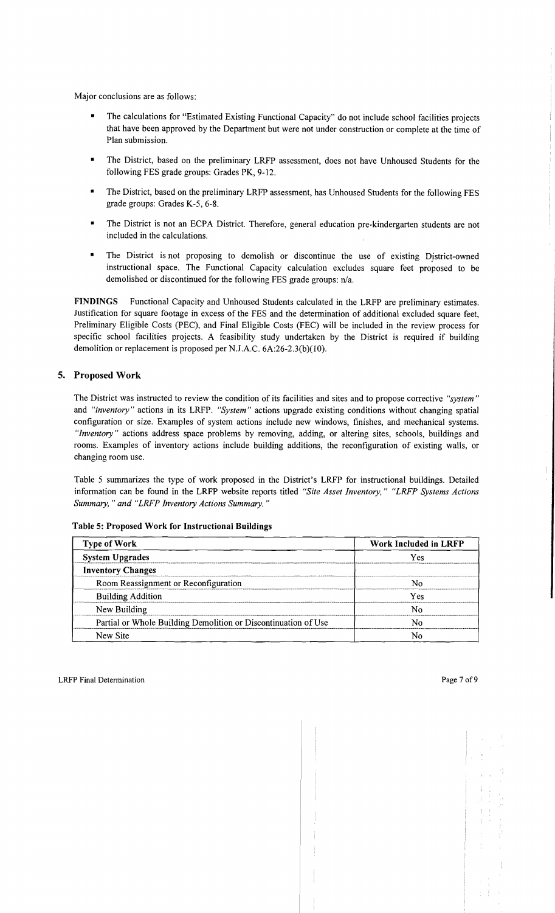Major conclusions are as follows:

- The calculations for "Estimated Existing Functional Capacity" do not include school facilities projects that have been approved by the Department but were not under construction or complete at the time of Plan submission.
- The District, based on the preliminary LRFP assessment, does not have Unhoused Students for the following FES grade groups: Grades PK, 9-12.
- The District, based on the preliminary LRFP assessment, has Unhoused Students for the following FES grade groups: Grades K-5, 6-8.
- The District is not an ECPA District. Therefore, general education pre-kindergarten students are not included in the calculations.
- The District is not proposing to demolish or discontinue the use of existing District-owned instructional space. The Functional Capacity calculation excludes square feet proposed to be demolished or discontinued for the following FES grade groups: n/a.

**FINDINGS** Functional Capacity and Unhoused Students calculated in the LRFP are preliminary estimates. Justification for square footage in excess of the FES and the determination of additional excluded square feet, Preliminary Eligible Costs (PEC), and Final Eligible Costs (FEC) will be included in the review process for specific school facilities projects. A feasibility study undertaken by the District is required if building demolition or replacement is proposed per N.J.A.C. 6A:26-2.3(b)(10).

## 5. Proposed Work

The District was instructed to review the condition of its facilities and sites and to propose corrective *"system"* and *"inventory"* actions in its LRFP. *"System"* actions upgrade existing conditions without changing spatial configuration or size. Examples of system actions include new windows, finishes, and mechanical systems. *"Inventory"* actions address space problems by removing, adding, or altering sites, schools, buildings and rooms. Examples of inventory actions include building additions, the reconfiguration of existing walls, or changing room use.

Table 5 summarizes the type of work proposed in the District's LRFP for instructional buildings. Detailed information can be found in the LRFP website reports titled *"Site Asset Inventory," "LRFP Systems Actions Summary," and "LRFP Inventory Actions Summary."*

**Table 5: Proposed Work for Instructional Buildings**

| Type of Work | Work Included in LRFP |
|---|---|
| **System Upgrades** | Yes |
| **Inventory Changes** | |
| Room Reassignment or Reconfiguration | No |
| Building Addition | Yes |
| New Building | No |
| Partial or Whole Building Demolition or Discontinuation of Use | No |
| New Site | No |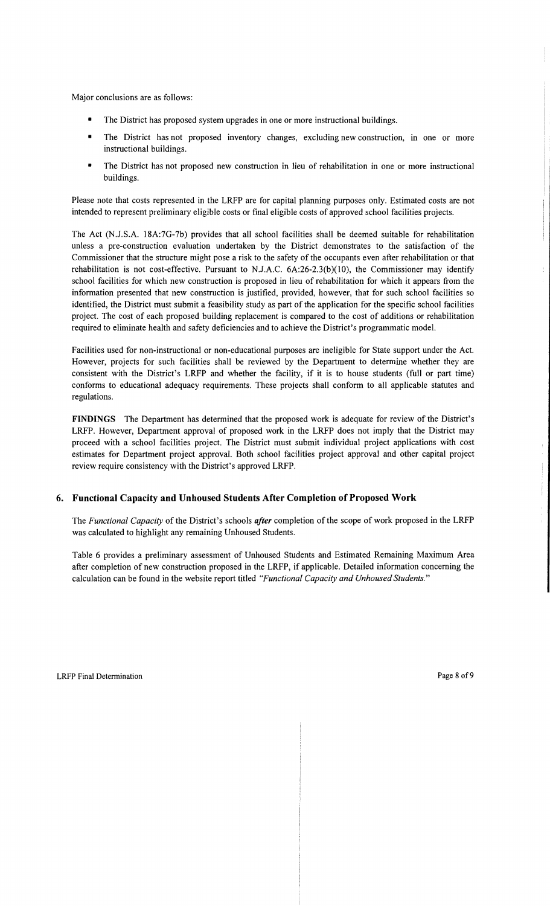Major conclusions are as follows:

- The District has proposed system upgrades in one or more instructional buildings.
- The District has not proposed inventory changes, excluding new construction, in one or more instructional buildings.
- The District has not proposed new construction in lieu of rehabilitation in one or more instructional buildings.

Please note that costs represented in the LRFP are for capital planning purposes only. Estimated costs are not intended to represent preliminary eligible costs or final eligible costs of approved school facilities projects.

The Act (N.J.S.A. 18A:7G-7b) provides that all school facilities shall be deemed suitable for rehabilitation unless a pre-construction evaluation undertaken by the District demonstrates to the satisfaction of the Commissioner that the structure might pose a risk to the safety of the occupants even after rehabilitation or that rehabilitation is not cost-effective. Pursuant to N.J.A.C. 6A:26-2.3(b)(10), the Commissioner may identify school facilities for which new construction is proposed in lieu of rehabilitation for which it appears from the information presented that new construction is justified, provided, however, that for such school facilities so identified, the District must submit a feasibility study as part of the application for the specific school facilities project. The cost of each proposed building replacement is compared to the cost of additions or rehabilitation required to eliminate health and safety deficiencies and to achieve the District's programmatic model.

Facilities used for non-instructional or non-educational purposes are ineligible for State support under the Act. However, projects for such facilities shall be reviewed by the Department to determine whether they are consistent with the District's LRFP and whether the facility, if it is to house students (full or part time) conforms to educational adequacy requirements. These projects shall conform to all applicable statutes and regulations.

**FINDINGS** The Department has determined that the proposed work is adequate for review of the District's LRFP. However, Department approval of proposed work in the LRFP does not imply that the District may proceed with a school facilities project. The District must submit individual project applications with cost estimates for Department project approval. Both school facilities project approval and other capital project review require consistency with the District's approved LRFP.

## 6. Functional Capacity and Unhoused Students After Completion of Proposed Work

The *Functional Capacity* of the District's schools ***after*** completion of the scope of work proposed in the LRFP was calculated to highlight any remaining Unhoused Students.

Table 6 provides a preliminary assessment of Unhoused Students and Estimated Remaining Maximum Area after completion of new construction proposed in the LRFP, if applicable. Detailed information concerning the calculation can be found in the website report titled *"Functional Capacity and Unhoused Students."*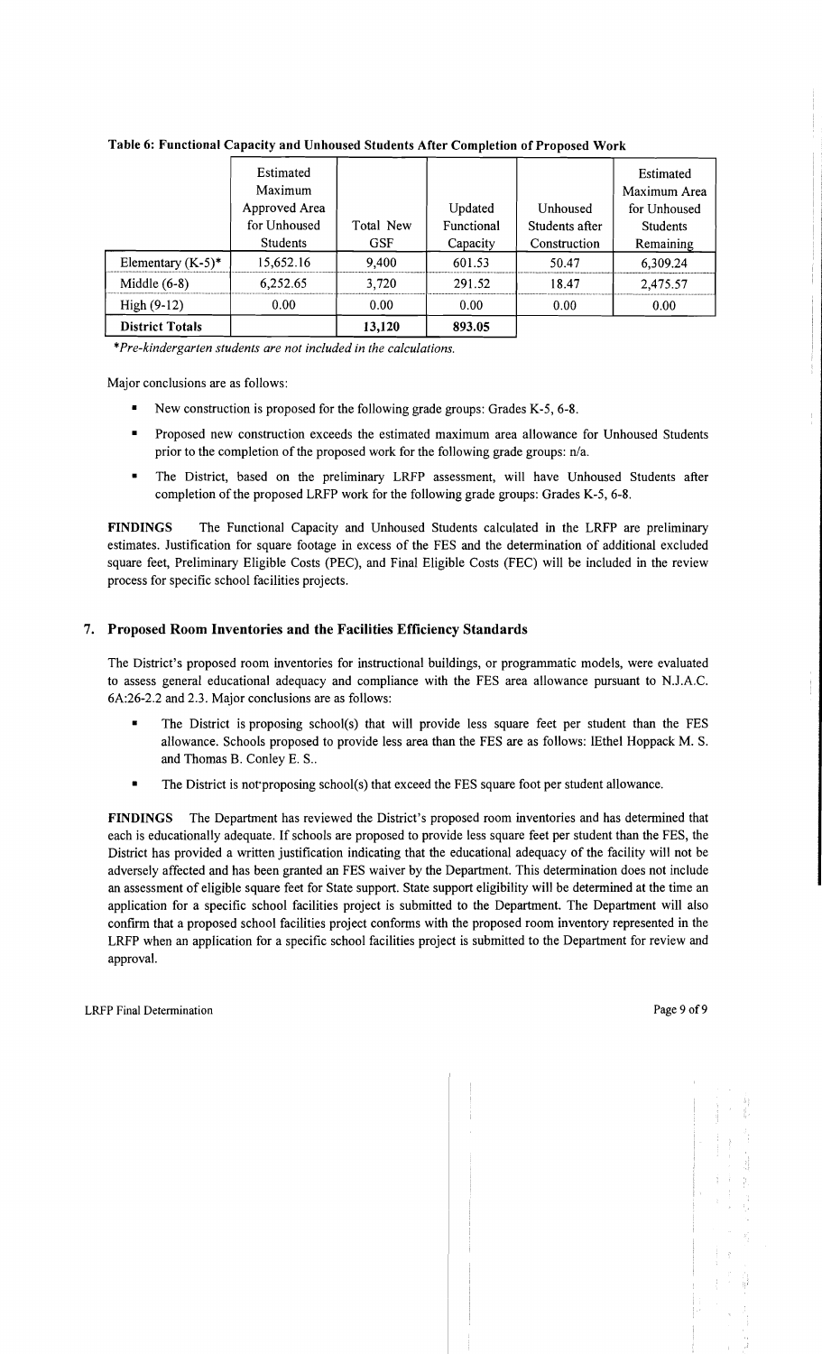**Table 6: Functional Capacity and Unhoused Students After Completion of Proposed Work**

| | Estimated Maximum Approved Area for Unhoused Students | Total New GSF | Updated Functional Capacity | Unhoused Students after Construction | Estimated Maximum Area for Unhoused Students Remaining |
|---|---|---|---|---|---|
| Elementary (K-5)* | 15,652.16 | 9,400 | 601.53 | 50.47 | 6,309.24 |
| Middle (6-8) | 6,252.65 | 3,720 | 291.52 | 18.47 | 2,475.57 |
| High (9-12) | 0.00 | 0.00 | 0.00 | 0.00 | 0.00 |
| **District Totals** | | **13,120** | **893.05** | | |

*\*Pre-kindergarten students are not included in the calculations.*

Major conclusions are as follows:

- New construction is proposed for the following grade groups: Grades K-5, 6-8.
- Proposed new construction exceeds the estimated maximum area allowance for Unhoused Students prior to the completion of the proposed work for the following grade groups: n/a.
- The District, based on the preliminary LRFP assessment, will have Unhoused Students after completion of the proposed LRFP work for the following grade groups: Grades K-5, 6-8.

**FINDINGS** The Functional Capacity and Unhoused Students calculated in the LRFP are preliminary estimates. Justification for square footage in excess of the FES and the determination of additional excluded square feet, Preliminary Eligible Costs (PEC), and Final Eligible Costs (FEC) will be included in the review process for specific school facilities projects.

## 7. Proposed Room Inventories and the Facilities Efficiency Standards

The District's proposed room inventories for instructional buildings, or programmatic models, were evaluated to assess general educational adequacy and compliance with the FES area allowance pursuant to N.J.A.C. 6A:26-2.2 and 2.3. Major conclusions are as follows:

- The District is proposing school(s) that will provide less square feet per student than the FES allowance. Schools proposed to provide less area than the FES are as follows: lEthel Hoppack M. S. and Thomas B. Conley E. S..
- The District is not proposing school(s) that exceed the FES square foot per student allowance.

**FINDINGS** The Department has reviewed the District's proposed room inventories and has determined that each is educationally adequate. If schools are proposed to provide less square feet per student than the FES, the District has provided a written justification indicating that the educational adequacy of the facility will not be adversely affected and has been granted an FES waiver by the Department. This determination does not include an assessment of eligible square feet for State support. State support eligibility will be determined at the time an application for a specific school facilities project is submitted to the Department. The Department will also confirm that a proposed school facilities project conforms with the proposed room inventory represented in the LRFP when an application for a specific school facilities project is submitted to the Department for review and approval.

LRFP Final Determination